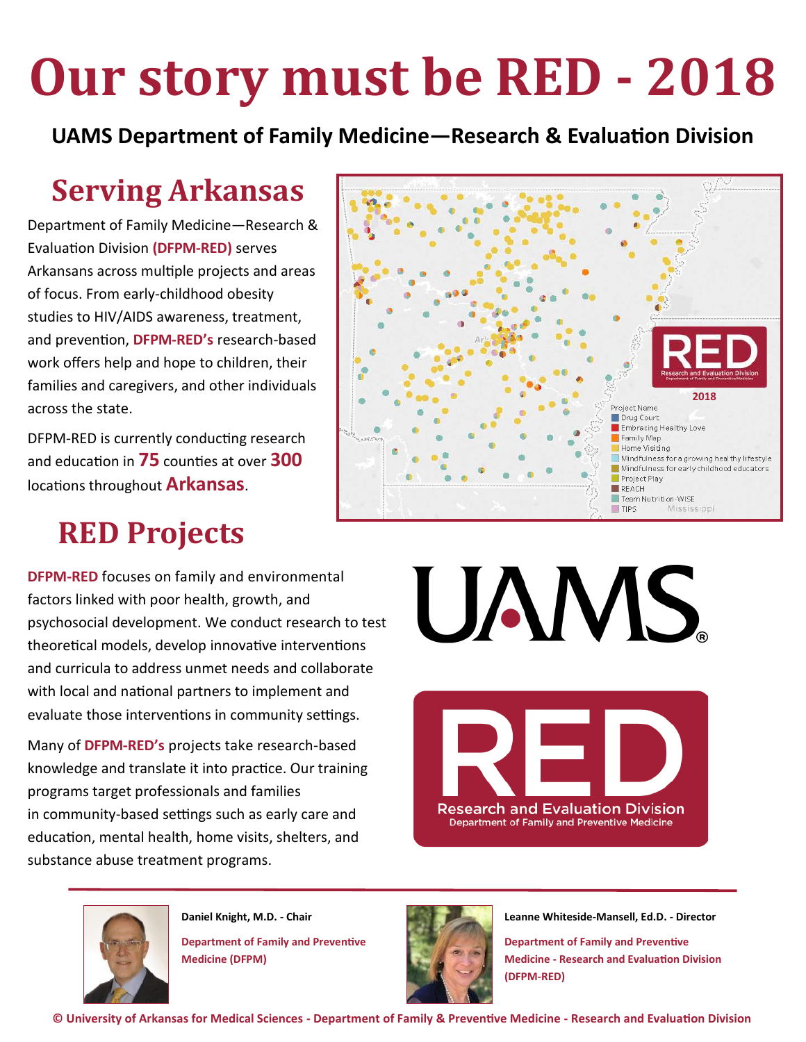# Our story must be RED - 2018

**UAMS Department of Family Medicine—Research & Evaluation Division**

## Serving Arkansas

Department of Family Medicine—Research & Evaluation Division **(DFPM-RED)** serves Arkansans across multiple projects and areas of focus. From early-childhood obesity studies to HIV/AIDS awareness, treatment, and prevention, **DFPM-RED's** research-based work offers help and hope to children, their families and caregivers, and other individuals across the state.

DFPM-RED is currently conducting research and education in **75** counties at over **300** locations throughout **Arkansas**.

RED
Research and Evaluation Division
Department of Family and Preventive Medicine

2018

Project Name
- Drug Court
- Embracing Healthy Love
- Family Map
- Home Visiting
- Mindfulness for a growing healthy lifestyle
- Mindfulness for early childhood educators
- Project Play
- REACH
- Team Nutrition-WISE
- TIPS

## RED Projects

**DFPM-RED** focuses on family and environmental factors linked with poor health, growth, and psychosocial development. We conduct research to test theoretical models, develop innovative interventions and curricula to address unmet needs and collaborate with local and national partners to implement and evaluate those interventions in community settings.

Many of **DFPM-RED's** projects take research-based knowledge and translate it into practice. Our training programs target professionals and families in community-based settings such as early care and education, mental health, home visits, shelters, and substance abuse treatment programs.

UAMS®

RED
Research and Evaluation Division
Department of Family and Preventive Medicine

**Daniel Knight, M.D. - Chair**

**Department of Family and Preventive Medicine (DFPM)**

**Leanne Whiteside-Mansell, Ed.D. - Director**

**Department of Family and Preventive Medicine - Research and Evaluation Division (DFPM-RED)**

**© University of Arkansas for Medical Sciences - Department of Family & Preventive Medicine - Research and Evaluation Division**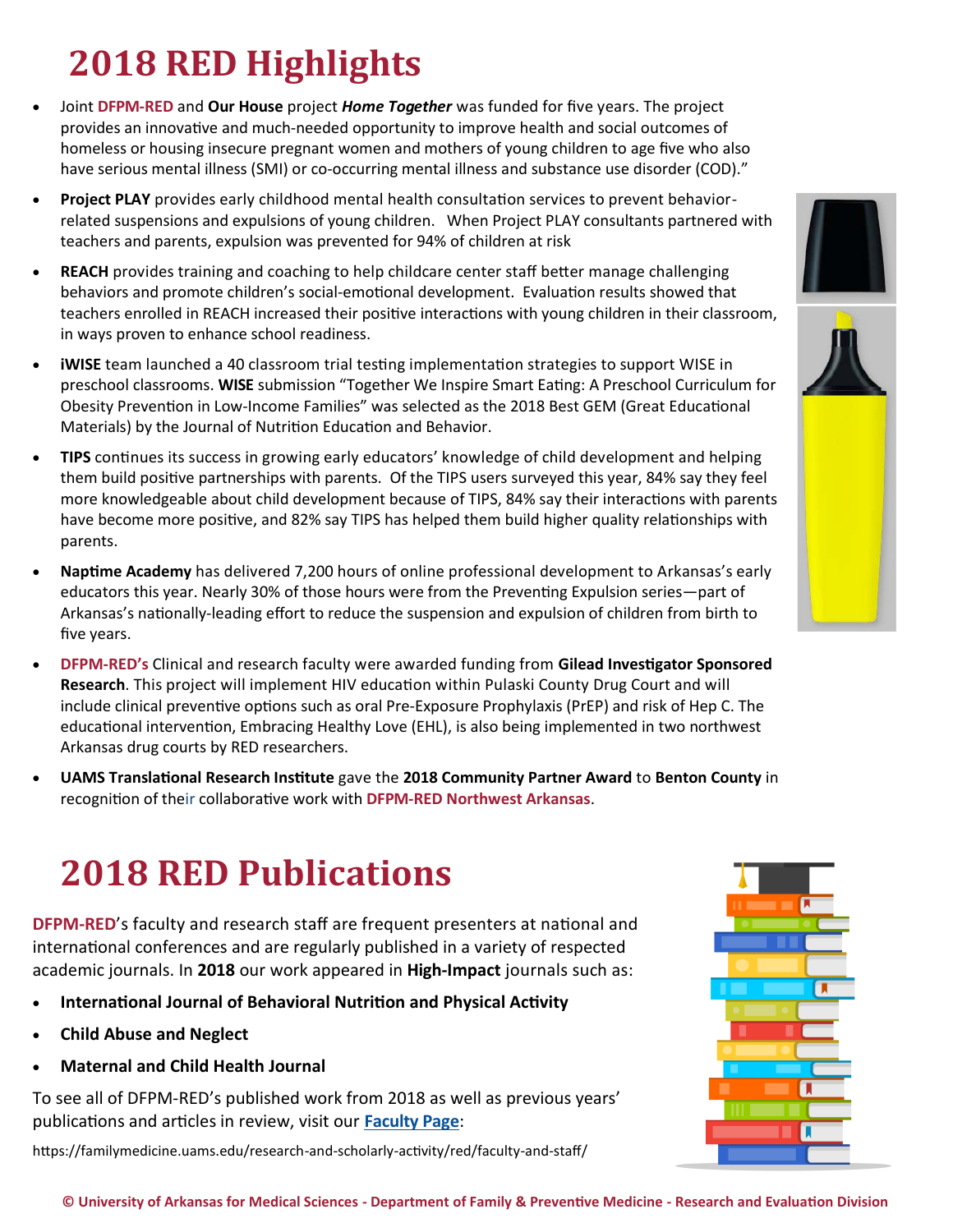# 2018 RED Highlights

- Joint **DFPM-RED** and **Our House** project ***Home Together*** was funded for five years. The project provides an innovative and much-needed opportunity to improve health and social outcomes of homeless or housing insecure pregnant women and mothers of young children to age five who also have serious mental illness (SMI) or co-occurring mental illness and substance use disorder (COD)."
- **Project PLAY** provides early childhood mental health consultation services to prevent behavior-related suspensions and expulsions of young children. When Project PLAY consultants partnered with teachers and parents, expulsion was prevented for 94% of children at risk
- **REACH** provides training and coaching to help childcare center staff better manage challenging behaviors and promote children's social-emotional development. Evaluation results showed that teachers enrolled in REACH increased their positive interactions with young children in their classroom, in ways proven to enhance school readiness.
- **iWISE** team launched a 40 classroom trial testing implementation strategies to support WISE in preschool classrooms. **WISE** submission "Together We Inspire Smart Eating: A Preschool Curriculum for Obesity Prevention in Low-Income Families" was selected as the 2018 Best GEM (Great Educational Materials) by the Journal of Nutrition Education and Behavior.
- **TIPS** continues its success in growing early educators' knowledge of child development and helping them build positive partnerships with parents. Of the TIPS users surveyed this year, 84% say they feel more knowledgeable about child development because of TIPS, 84% say their interactions with parents have become more positive, and 82% say TIPS has helped them build higher quality relationships with parents.
- **Naptime Academy** has delivered 7,200 hours of online professional development to Arkansas's early educators this year. Nearly 30% of those hours were from the Preventing Expulsion series—part of Arkansas's nationally-leading effort to reduce the suspension and expulsion of children from birth to five years.
- **DFPM-RED's** Clinical and research faculty were awarded funding from **Gilead Investigator Sponsored Research**. This project will implement HIV education within Pulaski County Drug Court and will include clinical preventive options such as oral Pre-Exposure Prophylaxis (PrEP) and risk of Hep C. The educational intervention, Embracing Healthy Love (EHL), is also being implemented in two northwest Arkansas drug courts by RED researchers.
- **UAMS Translational Research Institute** gave the **2018 Community Partner Award** to **Benton County** in recognition of their collaborative work with **DFPM-RED Northwest Arkansas**.

# 2018 RED Publications

**DFPM-RED**'s faculty and research staff are frequent presenters at national and international conferences and are regularly published in a variety of respected academic journals. In **2018** our work appeared in **High-Impact** journals such as:

- **International Journal of Behavioral Nutrition and Physical Activity**
- **Child Abuse and Neglect**
- **Maternal and Child Health Journal**

To see all of DFPM-RED's published work from 2018 as well as previous years' publications and articles in review, visit our **Faculty Page**:

https://familymedicine.uams.edu/research-and-scholarly-activity/red/faculty-and-staff/

© University of Arkansas for Medical Sciences - Department of Family & Preventive Medicine - Research and Evaluation Division